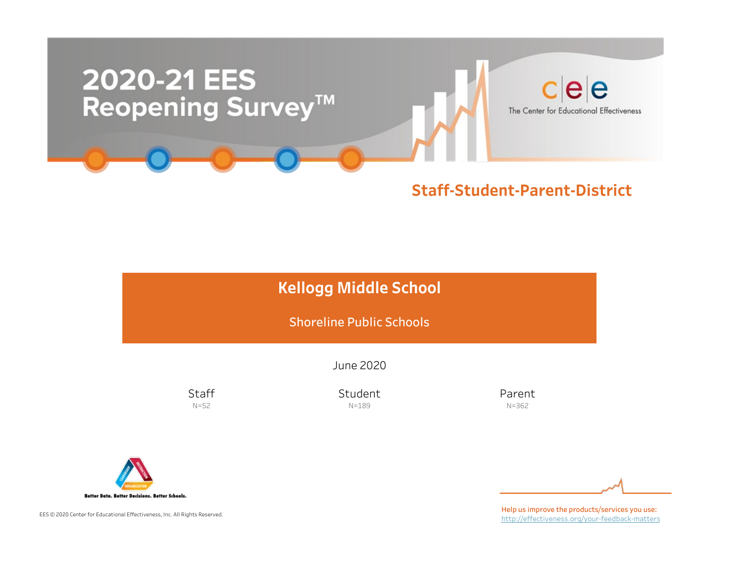# 2020-21 EES Reopening Survey™

The Center for Educational Effectiveness

## Staff-Student-Parent-District

## Kellogg Middle School

Shoreline Public Schools

June 2020

| Staff | Student | Parent |
| --- | --- | --- |
| N=52 | N=189 | N=362 |

Better Data. Better Decisions. Better Schools.

EES © 2020 Center for Educational Effectiveness, Inc. All Rights Reserved.

Help us improve the products/services you use: http://effectiveness.org/your-feedback-matters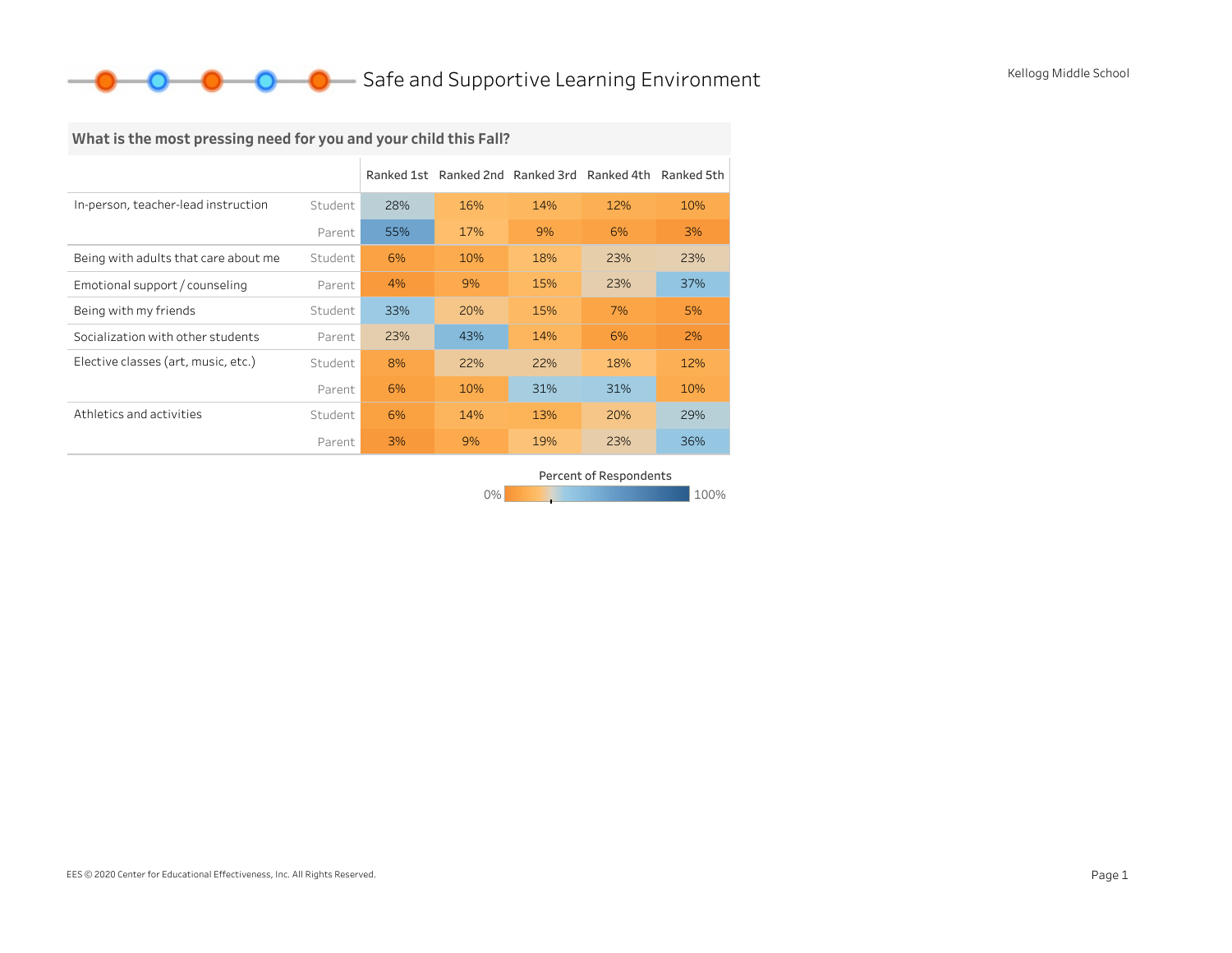# Safe and Supportive Learning Environment

Kellogg Middle School

## What is the most pressing need for you and your child this Fall?

| | | Ranked 1st | Ranked 2nd | Ranked 3rd | Ranked 4th | Ranked 5th |
|---|---|---|---|---|---|---|
| In-person, teacher-lead instruction | Student | 28% | 16% | 14% | 12% | 10% |
| | Parent | 55% | 17% | 9% | 6% | 3% |
| Being with adults that care about me | Student | 6% | 10% | 18% | 23% | 23% |
| Emotional support / counseling | Parent | 4% | 9% | 15% | 23% | 37% |
| Being with my friends | Student | 33% | 20% | 15% | 7% | 5% |
| Socialization with other students | Parent | 23% | 43% | 14% | 6% | 2% |
| Elective classes (art, music, etc.) | Student | 8% | 22% | 22% | 18% | 12% |
| | Parent | 6% | 10% | 31% | 31% | 10% |
| Athletics and activities | Student | 6% | 14% | 13% | 20% | 29% |
| | Parent | 3% | 9% | 19% | 23% | 36% |

Percent of Respondents: 0% – 100%

EES © 2020 Center for Educational Effectiveness, Inc. All Rights Reserved.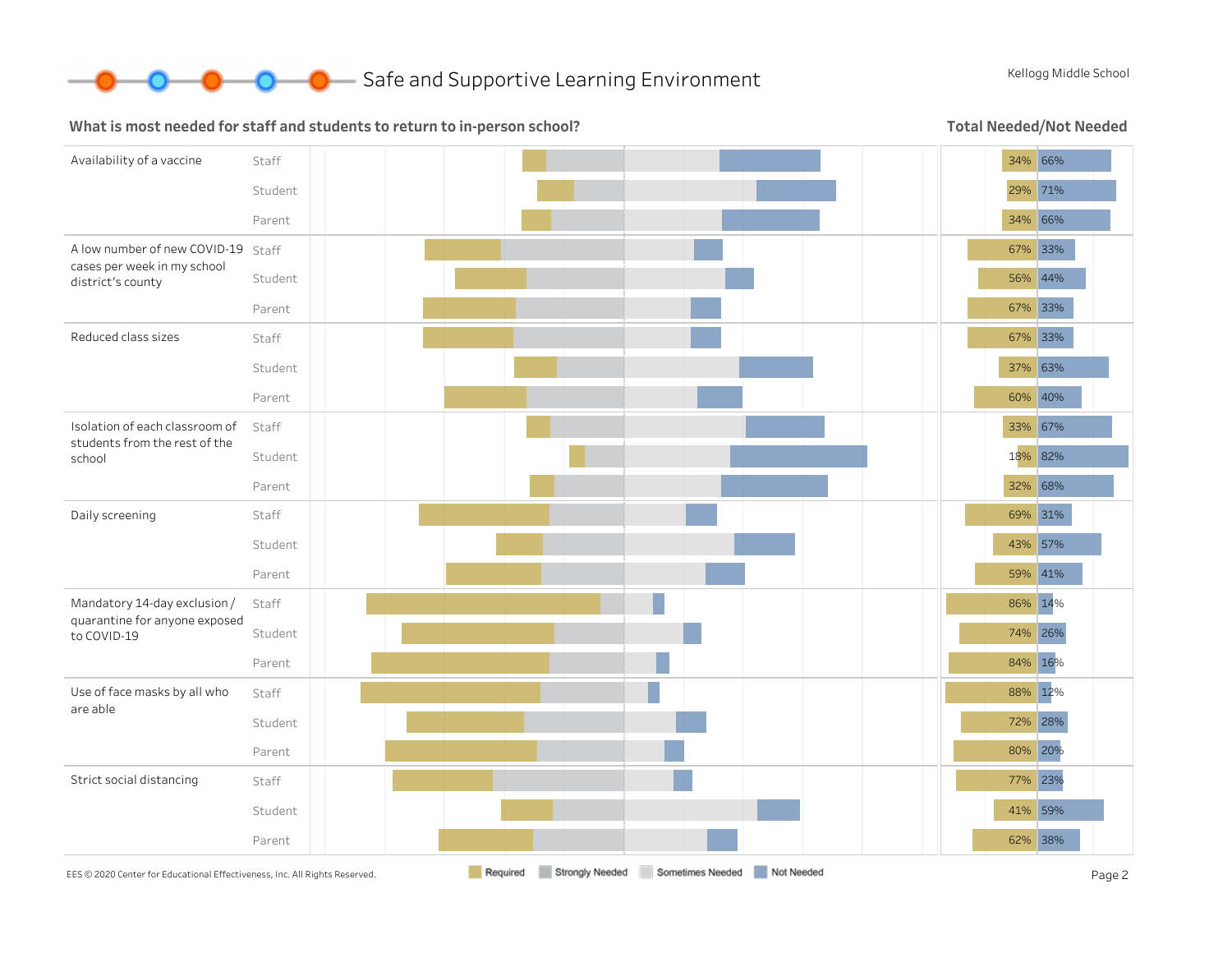# Safe and Supportive Learning Environment

Kellogg Middle School

## What is most needed for staff and students to return to in-person school?

Legend: Required | Strongly Needed | Sometimes Needed | Not Needed

### Total Needed/Not Needed

| Item | Group | Needed | Not Needed |
|---|---|---|---|
| Availability of a vaccine | Staff | 34% | 66% |
| | Student | 29% | 71% |
| | Parent | 34% | 66% |
| A low number of new COVID-19 cases per week in my school district's county | Staff | 67% | 33% |
| | Student | 56% | 44% |
| | Parent | 67% | 33% |
| Reduced class sizes | Staff | 67% | 33% |
| | Student | 37% | 63% |
| | Parent | 60% | 40% |
| Isolation of each classroom of students from the rest of the school | Staff | 33% | 67% |
| | Student | 18% | 82% |
| | Parent | 32% | 68% |
| Daily screening | Staff | 69% | 31% |
| | Student | 43% | 57% |
| | Parent | 59% | 41% |
| Mandatory 14-day exclusion / quarantine for anyone exposed to COVID-19 | Staff | 86% | 14% |
| | Student | 74% | 26% |
| | Parent | 84% | 16% |
| Use of face masks by all who are able | Staff | 88% | 12% |
| | Student | 72% | 28% |
| | Parent | 80% | 20% |
| Strict social distancing | Staff | 77% | 23% |
| | Student | 41% | 59% |
| | Parent | 62% | 38% |

EES © 2020 Center for Educational Effectiveness, Inc. All Rights Reserved.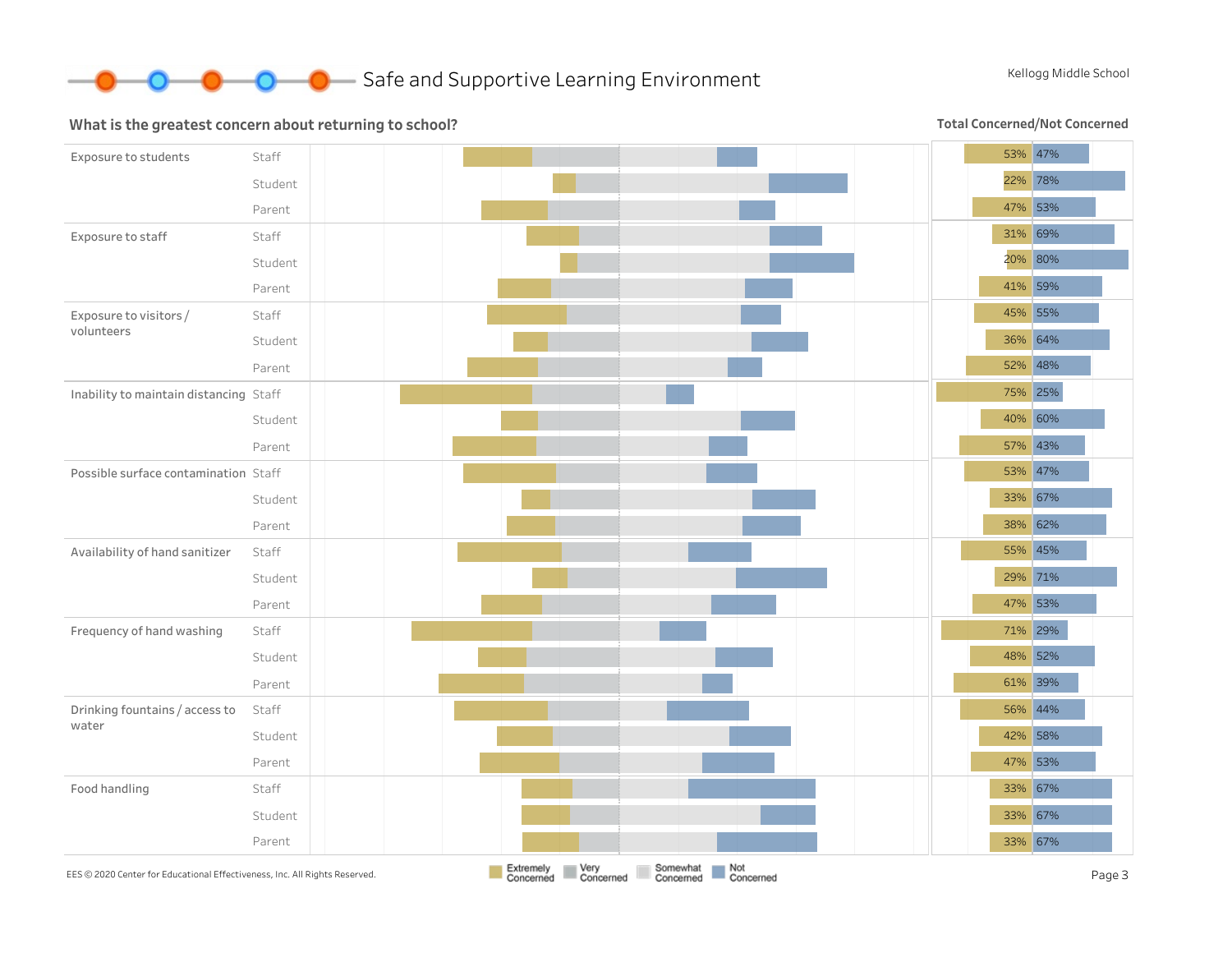## Safe and Supportive Learning Environment

Kellogg Middle School

### What is the greatest concern about returning to school?

**Total Concerned/Not Concerned**

| Concern | Group | Total Concerned | Not Concerned |
|---|---|---|---|
| Exposure to students | Staff | 53% | 47% |
| | Student | 22% | 78% |
| | Parent | 47% | 53% |
| Exposure to staff | Staff | 31% | 69% |
| | Student | 20% | 80% |
| | Parent | 41% | 59% |
| Exposure to visitors / volunteers | Staff | 45% | 55% |
| | Student | 36% | 64% |
| | Parent | 52% | 48% |
| Inability to maintain distancing | Staff | 75% | 25% |
| | Student | 40% | 60% |
| | Parent | 57% | 43% |
| Possible surface contamination | Staff | 53% | 47% |
| | Student | 33% | 67% |
| | Parent | 38% | 62% |
| Availability of hand sanitizer | Staff | 55% | 45% |
| | Student | 29% | 71% |
| | Parent | 47% | 53% |
| Frequency of hand washing | Staff | 71% | 29% |
| | Student | 48% | 52% |
| | Parent | 61% | 39% |
| Drinking fountains / access to water | Staff | 56% | 44% |
| | Student | 42% | 58% |
| | Parent | 47% | 53% |
| Food handling | Staff | 33% | 67% |
| | Student | 33% | 67% |
| | Parent | 33% | 67% |

Legend: Extremely Concerned, Very Concerned, Somewhat Concerned, Not Concerned

EES © 2020 Center for Educational Effectiveness, Inc. All Rights Reserved.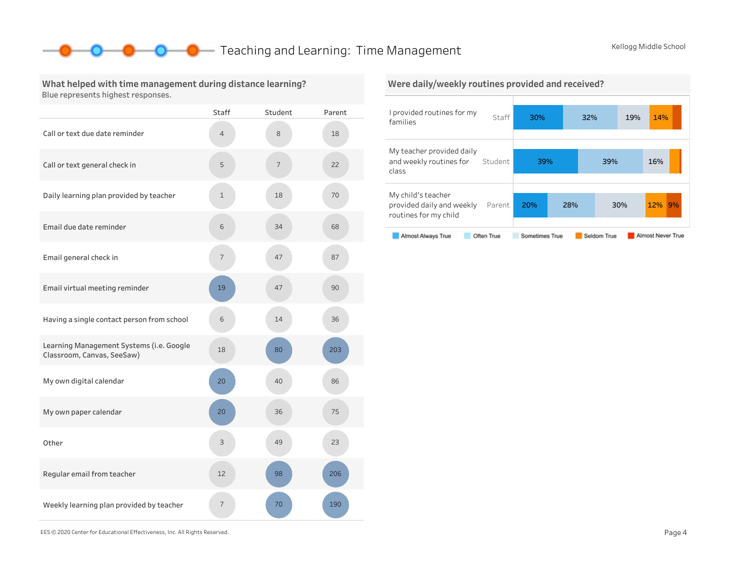# Teaching and Learning: Time Management

Kellogg Middle School

## What helped with time management during distance learning?

Blue represents highest responses.

| | Staff | Student | Parent |
|---|---|---|---|
| Call or text due date reminder | 4 | 8 | 18 |
| Call or text general check in | 5 | 7 | 22 |
| Daily learning plan provided by teacher | 1 | 18 | 70 |
| Email due date reminder | 6 | 34 | 68 |
| Email general check in | 7 | 47 | 87 |
| Email virtual meeting reminder | 19 | 47 | 90 |
| Having a single contact person from school | 6 | 14 | 36 |
| Learning Management Systems (i.e. Google Classroom, Canvas, SeeSaw) | 18 | 80 | 203 |
| My own digital calendar | 20 | 40 | 86 |
| My own paper calendar | 20 | 36 | 75 |
| Other | 3 | 49 | 23 |
| Regular email from teacher | 12 | 98 | 206 |
| Weekly learning plan provided by teacher | 7 | 70 | 190 |

## Were daily/weekly routines provided and received?

| Statement | Group | Almost Always True | Often True | Sometimes True | Seldom True | Almost Never True |
|---|---|---|---|---|---|---|
| I provided routines for my families | Staff | 30% | 32% | 19% | 14% | |
| My teacher provided daily and weekly routines for class | Student | 39% | 39% | 16% | | |
| My child's teacher provided daily and weekly routines for my child | Parent | 20% | 28% | 30% | 12% | 9% |

EES © 2020 Center for Educational Effectiveness, Inc. All Rights Reserved.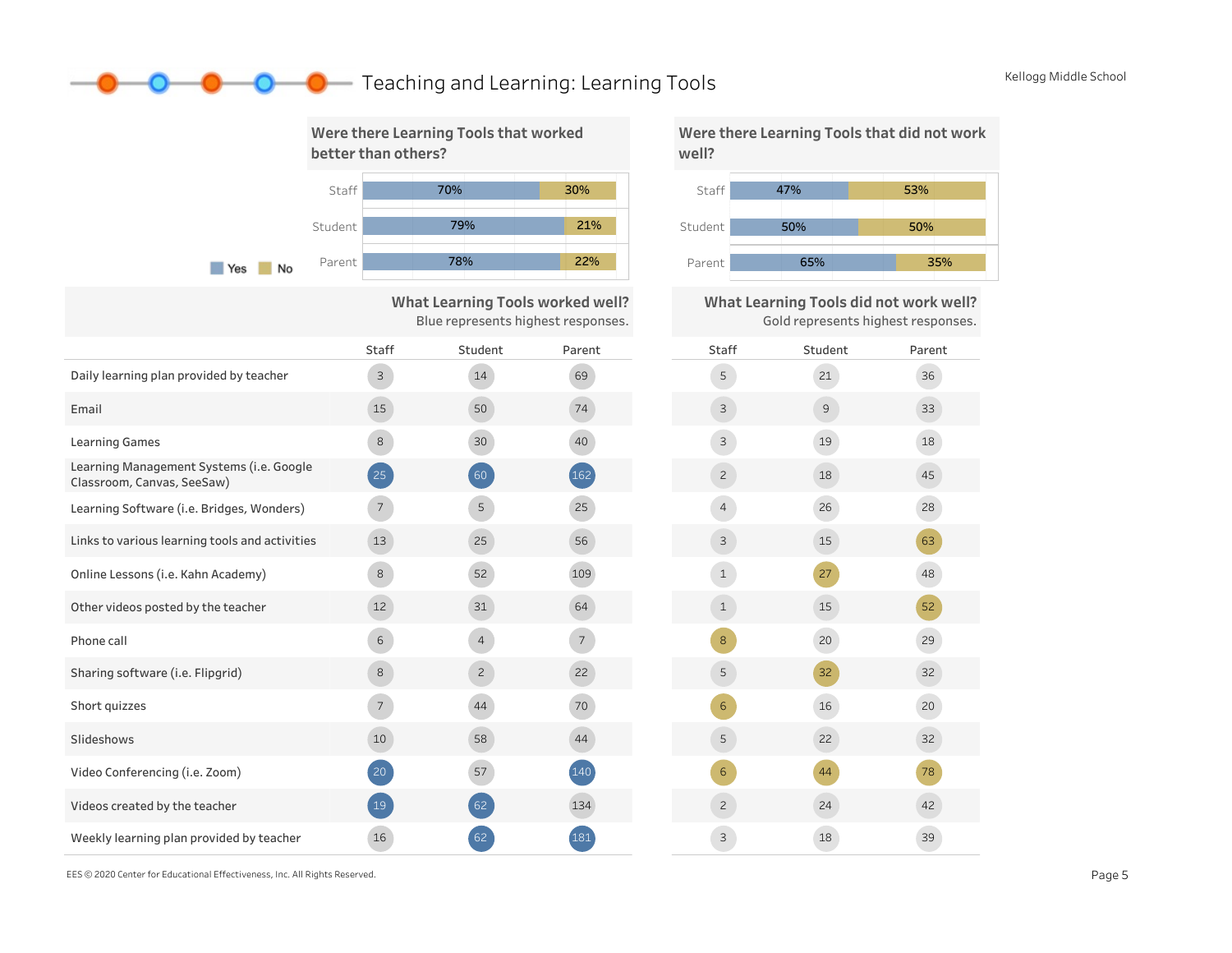# Teaching and Learning: Learning Tools

Kellogg Middle School

## Were there Learning Tools that worked better than others?

| | Yes | No |
|---|---|---|
| Staff | 70% | 30% |
| Student | 79% | 21% |
| Parent | 78% | 22% |

## Were there Learning Tools that did not work well?

| | Yes | No |
|---|---|---|
| Staff | 47% | 53% |
| Student | 50% | 50% |
| Parent | 65% | 35% |

## What Learning Tools worked well? / What Learning Tools did not work well?

Blue represents highest responses (worked well). Gold represents highest responses (did not work well).

| | Worked well: Staff | Worked well: Student | Worked well: Parent | Did not work well: Staff | Did not work well: Student | Did not work well: Parent |
|---|---|---|---|---|---|---|
| Daily learning plan provided by teacher | 3 | 14 | 69 | 5 | 21 | 36 |
| Email | 15 | 50 | 74 | 3 | 9 | 33 |
| Learning Games | 8 | 30 | 40 | 3 | 19 | 18 |
| Learning Management Systems (i.e. Google Classroom, Canvas, SeeSaw) | 25 | 60 | 162 | 2 | 18 | 45 |
| Learning Software (i.e. Bridges, Wonders) | 7 | 5 | 25 | 4 | 26 | 28 |
| Links to various learning tools and activities | 13 | 25 | 56 | 3 | 15 | 63 |
| Online Lessons (i.e. Kahn Academy) | 8 | 52 | 109 | 1 | 27 | 48 |
| Other videos posted by the teacher | 12 | 31 | 64 | 1 | 15 | 52 |
| Phone call | 6 | 4 | 7 | 8 | 20 | 29 |
| Sharing software (i.e. Flipgrid) | 8 | 2 | 22 | 5 | 32 | 32 |
| Short quizzes | 7 | 44 | 70 | 6 | 16 | 20 |
| Slideshows | 10 | 58 | 44 | 5 | 22 | 32 |
| Video Conferencing (i.e. Zoom) | 20 | 57 | 140 | 6 | 44 | 78 |
| Videos created by the teacher | 19 | 62 | 134 | 2 | 24 | 42 |
| Weekly learning plan provided by teacher | 16 | 62 | 181 | 3 | 18 | 39 |

EES © 2020 Center for Educational Effectiveness, Inc. All Rights Reserved.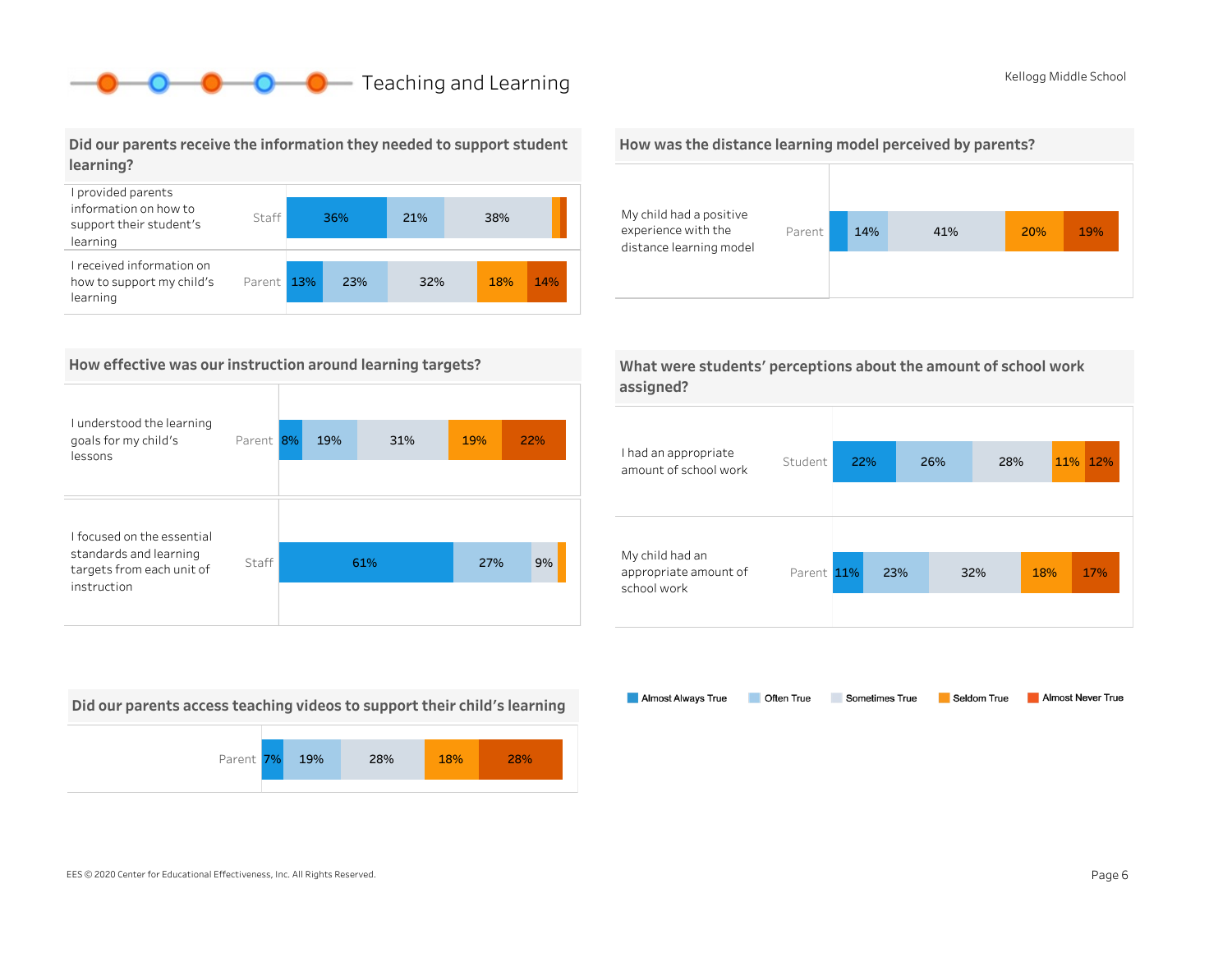# Teaching and Learning

Kellogg Middle School

## Did our parents receive the information they needed to support student learning?

| Statement | Respondent | Almost Always True | Often True | Sometimes True | Seldom True | Almost Never True |
|---|---|---|---|---|---|---|
| I provided parents information on how to support their student's learning | Staff | 36% | 21% | 38% | | |
| I received information on how to support my child's learning | Parent | 13% | 23% | 32% | 18% | 14% |

## How was the distance learning model perceived by parents?

| Statement | Respondent | Almost Always True | Often True | Sometimes True | Seldom True | Almost Never True |
|---|---|---|---|---|---|---|
| My child had a positive experience with the distance learning model | Parent | | 14% | 41% | 20% | 19% |

## How effective was our instruction around learning targets?

| Statement | Respondent | Almost Always True | Often True | Sometimes True | Seldom True | Almost Never True |
|---|---|---|---|---|---|---|
| I understood the learning goals for my child's lessons | Parent | 8% | 19% | 31% | 19% | 22% |
| I focused on the essential standards and learning targets from each unit of instruction | Staff | 61% | 27% | 9% | | |

## What were students' perceptions about the amount of school work assigned?

| Statement | Respondent | Almost Always True | Often True | Sometimes True | Seldom True | Almost Never True |
|---|---|---|---|---|---|---|
| I had an appropriate amount of school work | Student | 22% | 26% | 28% | 11% | 12% |
| My child had an appropriate amount of school work | Parent | 11% | 23% | 32% | 18% | 17% |

## Did our parents access teaching videos to support their child's learning

| Respondent | Almost Always True | Often True | Sometimes True | Seldom True | Almost Never True |
|---|---|---|---|---|---|
| Parent | 7% | 19% | 28% | 18% | 28% |

Legend: Almost Always True, Often True, Sometimes True, Seldom True, Almost Never True

EES © 2020 Center for Educational Effectiveness, Inc. All Rights Reserved.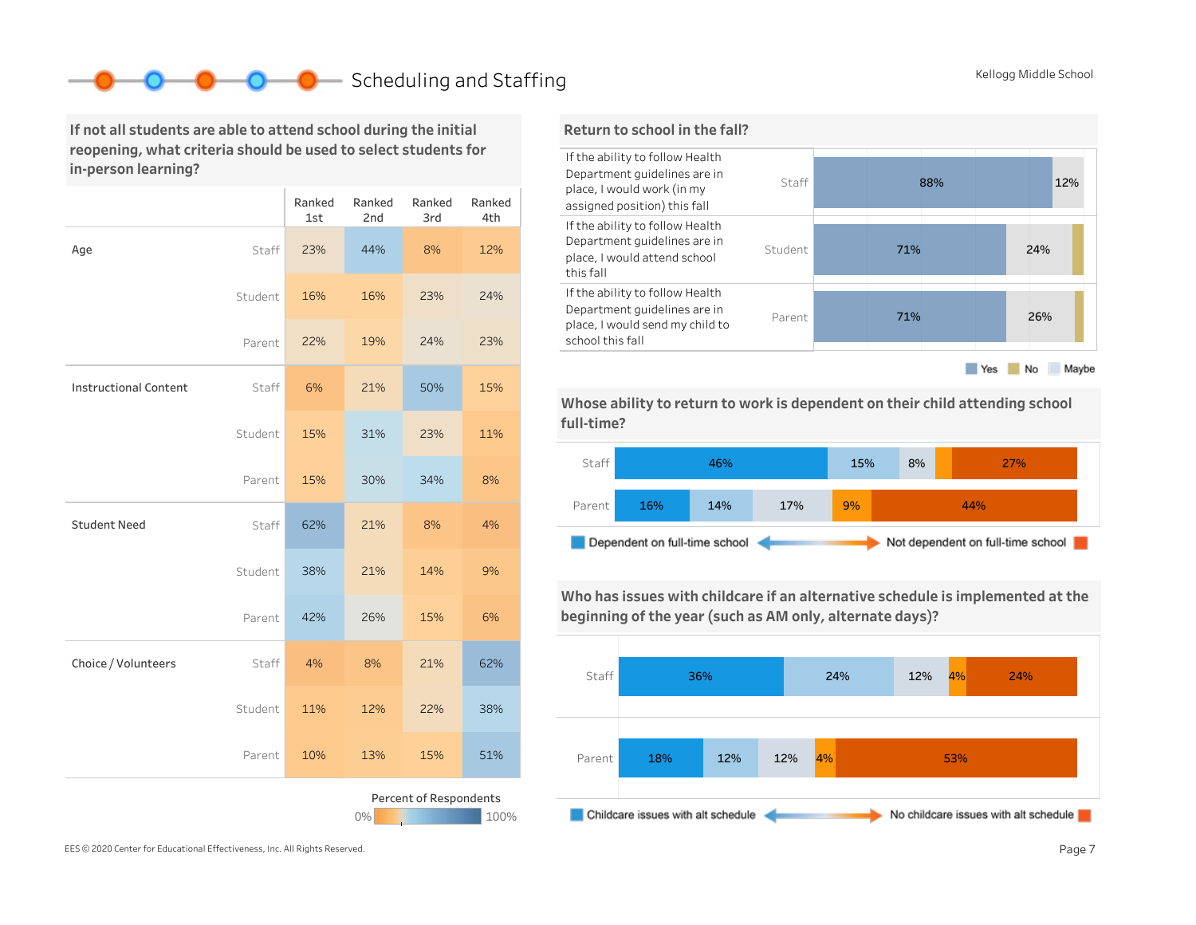# Scheduling and Staffing

Kellogg Middle School

## If not all students are able to attend school during the initial reopening, what criteria should be used to select students for in-person learning?

| | | Ranked 1st | Ranked 2nd | Ranked 3rd | Ranked 4th |
|---|---|---|---|---|---|
| Age | Staff | 23% | 44% | 8% | 12% |
| | Student | 16% | 16% | 23% | 24% |
| | Parent | 22% | 19% | 24% | 23% |
| Instructional Content | Staff | 6% | 21% | 50% | 15% |
| | Student | 15% | 31% | 23% | 11% |
| | Parent | 15% | 30% | 34% | 8% |
| Student Need | Staff | 62% | 21% | 8% | 4% |
| | Student | 38% | 21% | 14% | 9% |
| | Parent | 42% | 26% | 15% | 6% |
| Choice / Volunteers | Staff | 4% | 8% | 21% | 62% |
| | Student | 11% | 12% | 22% | 38% |
| | Parent | 10% | 13% | 15% | 51% |

Percent of Respondents: 0% – 100%

## Return to school in the fall?

| Statement | Group | Yes | No | Maybe |
|---|---|---|---|---|
| If the ability to follow Health Department guidelines are in place, I would work (in my assigned position) this fall | Staff | 88% | | 12% |
| If the ability to follow Health Department guidelines are in place, I would attend school this fall | Student | 71% | | 24% |
| If the ability to follow Health Department guidelines are in place, I would send my child to school this fall | Parent | 71% | | 26% |

Yes / No / Maybe

## Whose ability to return to work is dependent on their child attending school full-time?

| Group | | | | | |
|---|---|---|---|---|---|
| Staff | 46% | 15% | 8% | | 27% |
| Parent | 16% | 14% | 17% | 9% | 44% |

Dependent on full-time school ⟷ Not dependent on full-time school

## Who has issues with childcare if an alternative schedule is implemented at the beginning of the year (such as AM only, alternate days)?

| Group | | | | | |
|---|---|---|---|---|---|
| Staff | 36% | 24% | 12% | 4% | 24% |
| Parent | 18% | 12% | 12% | 4% | 53% |

Childcare issues with alt schedule ⟷ No childcare issues with alt schedule

EES © 2020 Center for Educational Effectiveness, Inc. All Rights Reserved.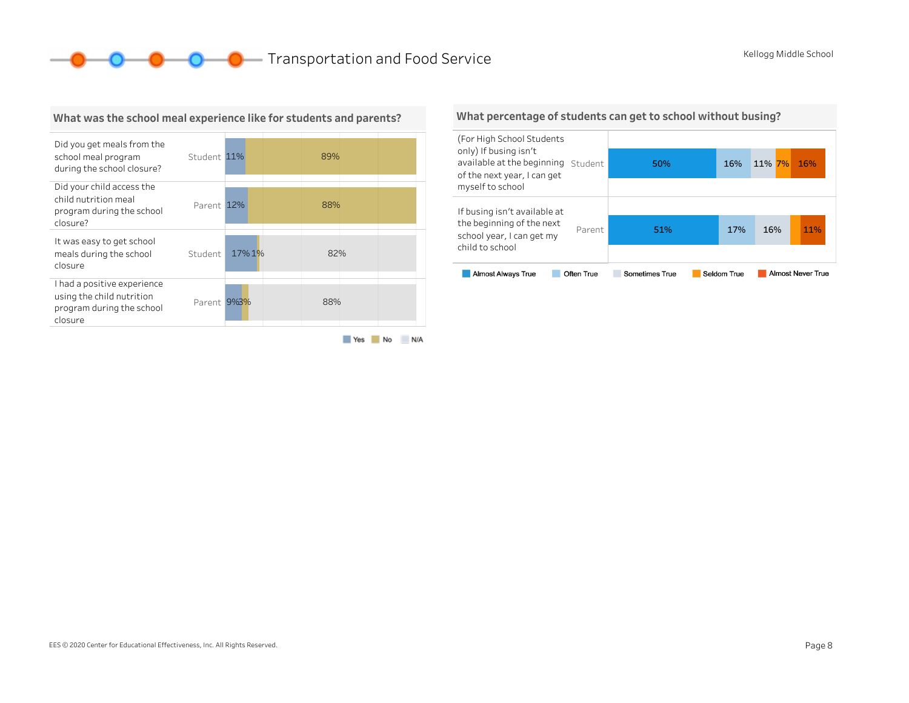# Transportation and Food Service

Kellogg Middle School

## What was the school meal experience like for students and parents?

| Question | Respondent | Yes | No | N/A |
|---|---|---|---|---|
| Did you get meals from the school meal program during the school closure? | Student | 11% | 89% | |
| Did your child access the child nutrition meal program during the school closure? | Parent | 12% | 88% | |
| It was easy to get school meals during the school closure | Student | 17% | 1% | 82% |
| I had a positive experience using the child nutrition program during the school closure | Parent | 9% | 3% | 88% |

## What percentage of students can get to school without busing?

| Question | Respondent | Almost Always True | Often True | Sometimes True | Seldom True | Almost Never True |
|---|---|---|---|---|---|---|
| (For High School Students only) If busing isn't available at the beginning of the next year, I can get myself to school | Student | 50% | 16% | 11% | 7% | 16% |
| If busing isn't available at the beginning of the next school year, I can get my child to school | Parent | 51% | 17% | 16% | | 11% |

EES © 2020 Center for Educational Effectiveness, Inc. All Rights Reserved.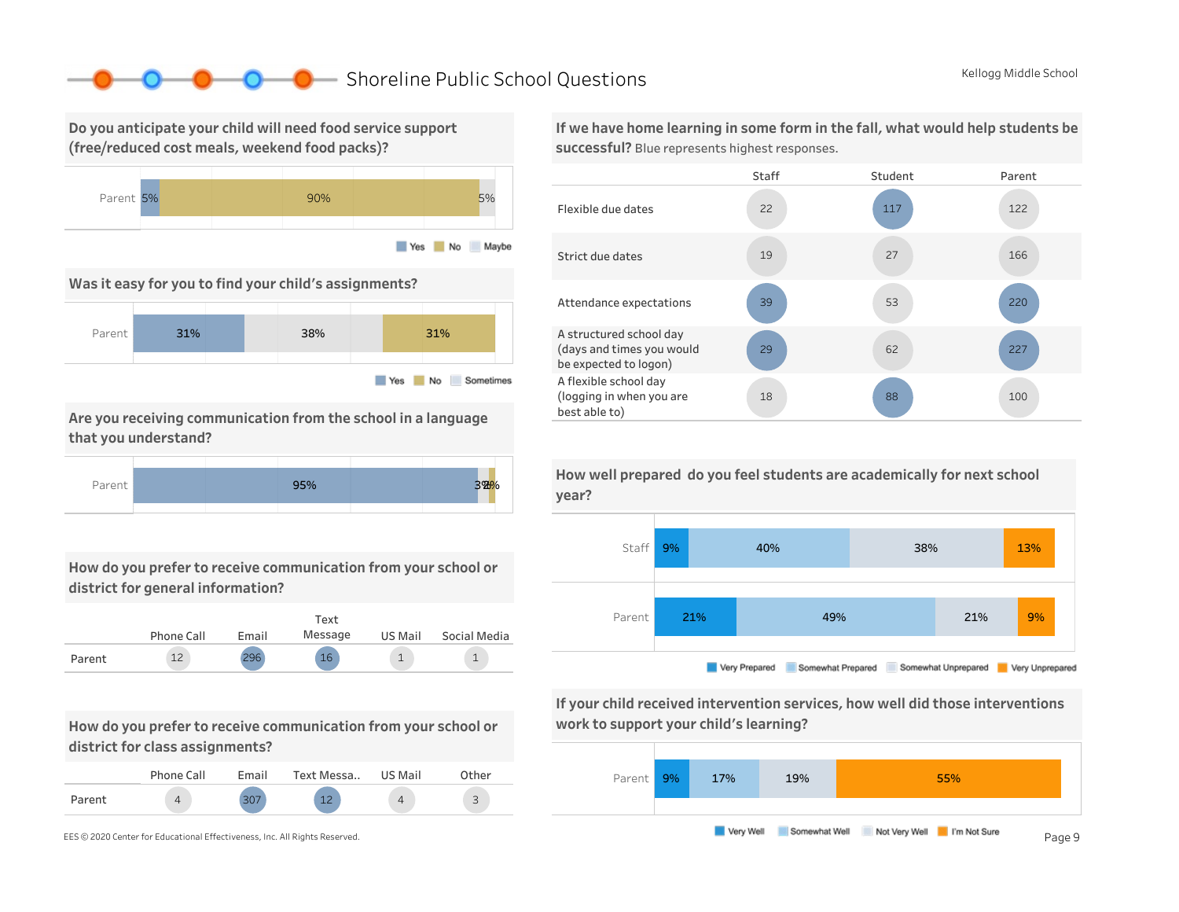# Shoreline Public School Questions

Kellogg Middle School

## Do you anticipate your child will need food service support (free/reduced cost meals, weekend food packs)?

| | Yes | No | Maybe |
|---|---|---|---|
| Parent | 5% | 90% | 5% |

## Was it easy for you to find your child's assignments?

| | Yes | Sometimes | No |
|---|---|---|---|
| Parent | 31% | 38% | 31% |

## Are you receiving communication from the school in a language that you understand?

| | Yes | | |
|---|---|---|---|
| Parent | 95% | 3% | 2% |

## How do you prefer to receive communication from your school or district for general information?

| | Phone Call | Email | Text Message | US Mail | Social Media |
|---|---|---|---|---|---|
| Parent | 12 | 296 | 16 | 1 | 1 |

## How do you prefer to receive communication from your school or district for class assignments?

| | Phone Call | Email | Text Messa.. | US Mail | Other |
|---|---|---|---|---|---|
| Parent | 4 | 307 | 12 | 4 | 3 |

## If we have home learning in some form in the fall, what would help students be successful? Blue represents highest responses.

| | Staff | Student | Parent |
|---|---|---|---|
| Flexible due dates | 22 | 117 | 122 |
| Strict due dates | 19 | 27 | 166 |
| Attendance expectations | 39 | 53 | 220 |
| A structured school day (days and times you would be expected to logon) | 29 | 62 | 227 |
| A flexible school day (logging in when you are best able to) | 18 | 88 | 100 |

## How well prepared do you feel students are academically for next school year?

| | Very Prepared | Somewhat Prepared | Somewhat Unprepared | Very Unprepared |
|---|---|---|---|---|
| Staff | 9% | 40% | 38% | 13% |
| Parent | 21% | 49% | 21% | 9% |

## If your child received intervention services, how well did those interventions work to support your child's learning?

| | Very Well | Somewhat Well | Not Very Well | I'm Not Sure |
|---|---|---|---|---|
| Parent | 9% | 17% | 19% | 55% |

EES © 2020 Center for Educational Effectiveness, Inc. All Rights Reserved.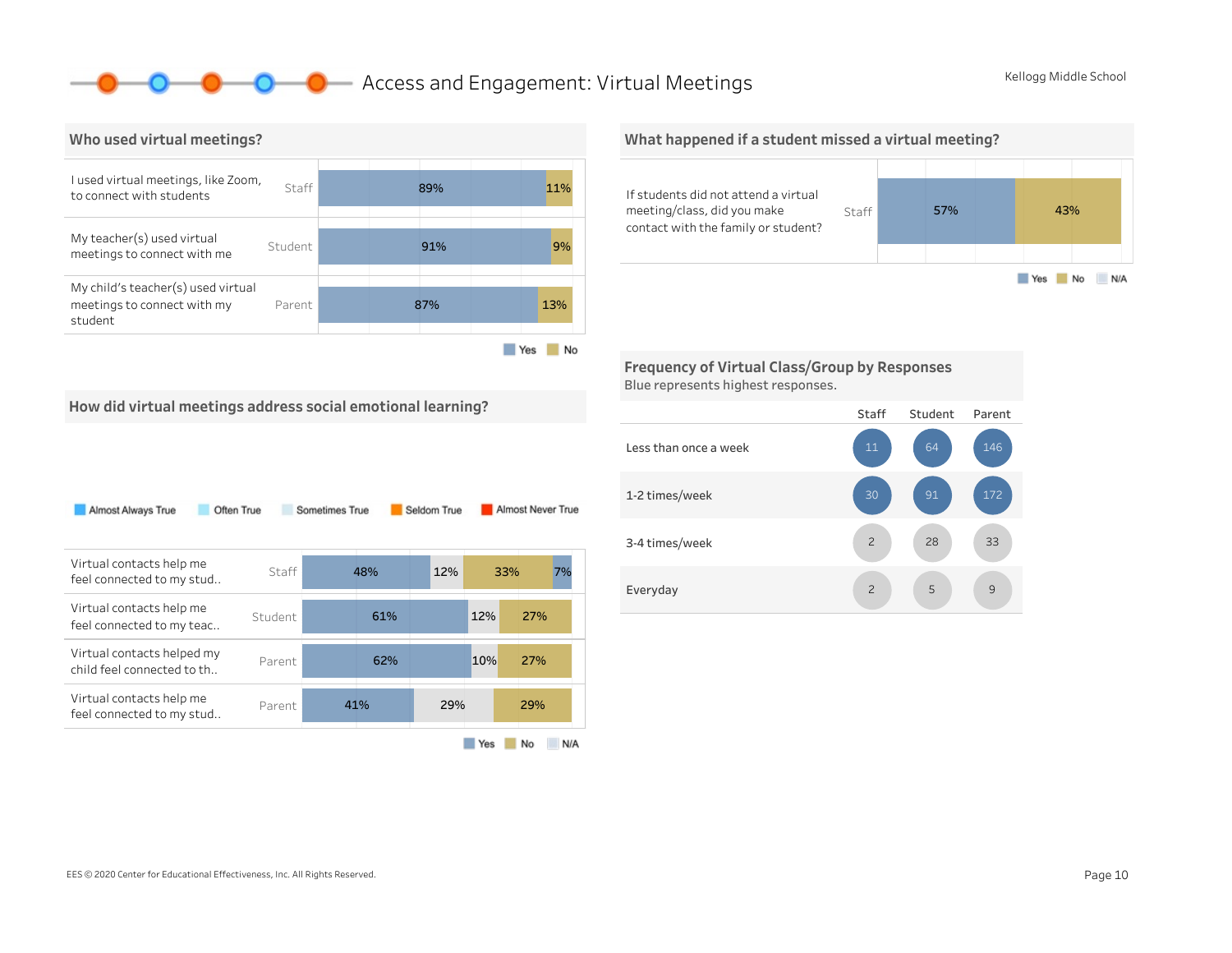# Access and Engagement: Virtual Meetings

Kellogg Middle School

## Who used virtual meetings?

| Question | Group | Yes | No |
|---|---|---|---|
| I used virtual meetings, like Zoom, to connect with students | Staff | 89% | 11% |
| My teacher(s) used virtual meetings to connect with me | Student | 91% | 9% |
| My child's teacher(s) used virtual meetings to connect with my student | Parent | 87% | 13% |

## What happened if a student missed a virtual meeting?

| Question | Group | Yes | No | N/A |
|---|---|---|---|---|
| If students did not attend a virtual meeting/class, did you make contact with the family or student? | Staff | 57% | 43% | |

## How did virtual meetings address social emotional learning?

Almost Always True | Often True | Sometimes True | Seldom True | Almost Never True

| Question | Group | Yes | N/A | No | |
|---|---|---|---|---|---|
| Virtual contacts help me feel connected to my stud.. | Staff | 48% | 12% | 33% | 7% |
| Virtual contacts help me feel connected to my teac.. | Student | 61% | 12% | 27% | |
| Virtual contacts helped my child feel connected to th.. | Parent | 62% | 10% | 27% | |
| Virtual contacts help me feel connected to my stud.. | Parent | 41% | 29% | 29% | |

## Frequency of Virtual Class/Group by Responses

Blue represents highest responses.

| | Staff | Student | Parent |
|---|---|---|---|
| Less than once a week | 11 | 64 | 146 |
| 1-2 times/week | 30 | 91 | 172 |
| 3-4 times/week | 2 | 28 | 33 |
| Everyday | 2 | 5 | 9 |

EES © 2020 Center for Educational Effectiveness, Inc. All Rights Reserved.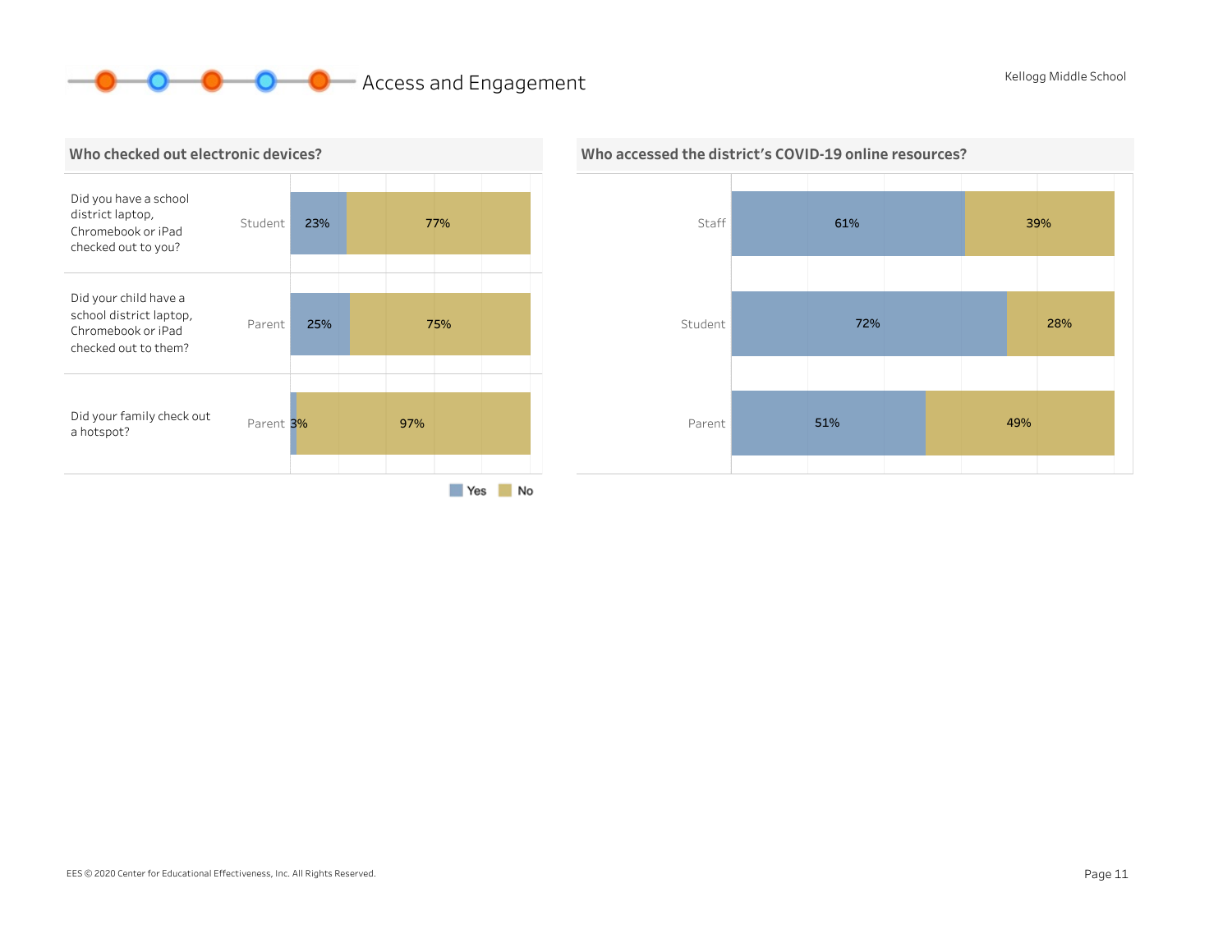# Access and Engagement

Kellogg Middle School

## Who checked out electronic devices?

| Question | Respondent | Yes | No |
| --- | --- | --- | --- |
| Did you have a school district laptop, Chromebook or iPad checked out to you? | Student | 23% | 77% |
| Did your child have a school district laptop, Chromebook or iPad checked out to them? | Parent | 25% | 75% |
| Did your family check out a hotspot? | Parent | 3% | 97% |

## Who accessed the district's COVID-19 online resources?

| Respondent | Yes | No |
| --- | --- | --- |
| Staff | 61% | 39% |
| Student | 72% | 28% |
| Parent | 51% | 49% |

EES © 2020 Center for Educational Effectiveness, Inc. All Rights Reserved.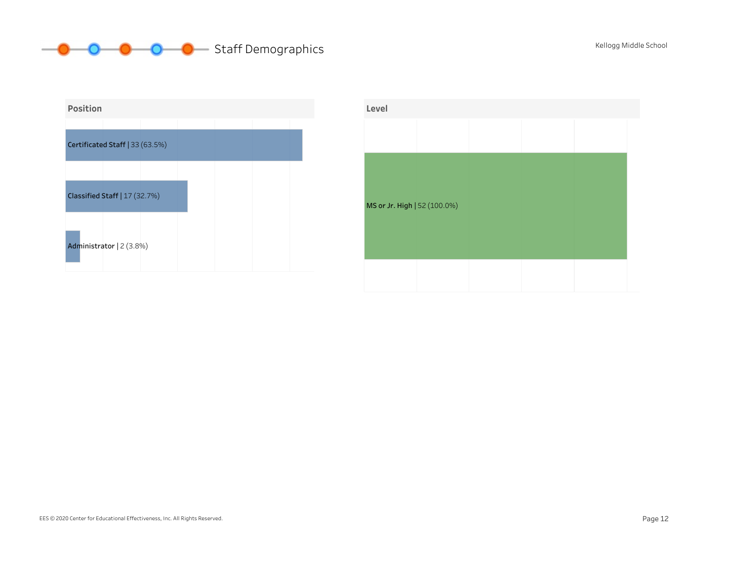# Staff Demographics

Kellogg Middle School

## Position

Certificated Staff | 33 (63.5%)

Classified Staff | 17 (32.7%)

Administrator | 2 (3.8%)

## Level

MS or Jr. High | 52 (100.0%)

EES © 2020 Center for Educational Effectiveness, Inc. All Rights Reserved.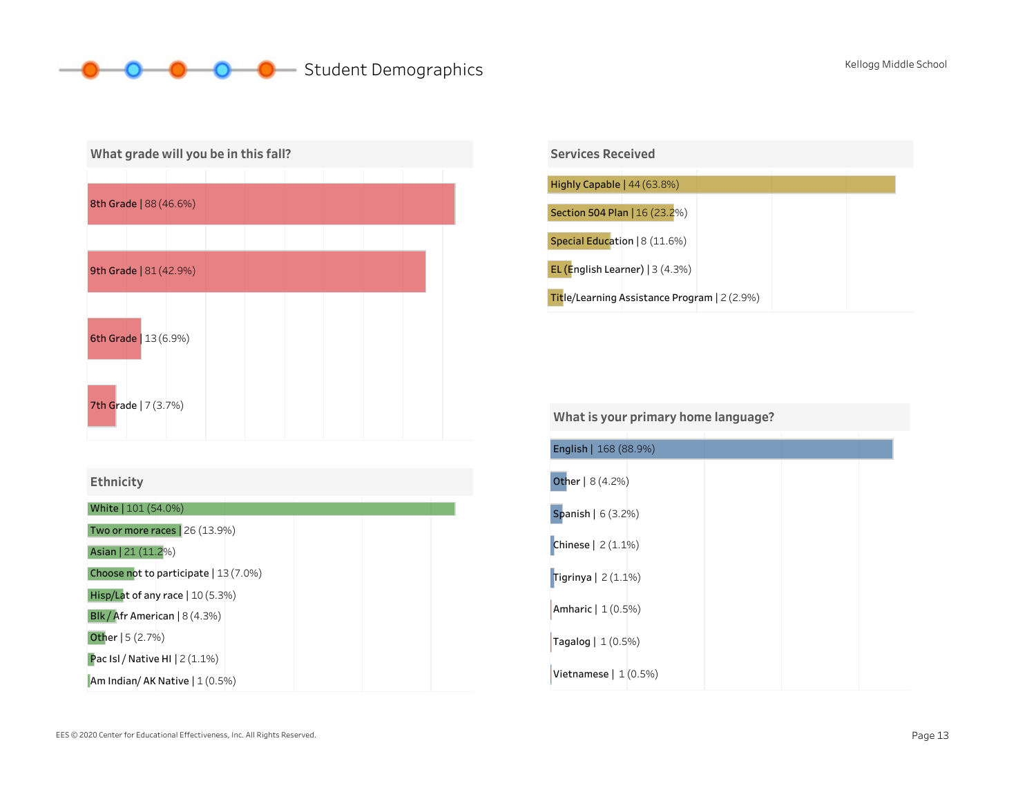# Student Demographics

Kellogg Middle School

## What grade will you be in this fall?

| Grade | Count (%) |
|---|---|
| 8th Grade | 88 (46.6%) |
| 9th Grade | 81 (42.9%) |
| 6th Grade | 13 (6.9%) |
| 7th Grade | 7 (3.7%) |

## Services Received

| Service | Count (%) |
|---|---|
| Highly Capable | 44 (63.8%) |
| Section 504 Plan | 16 (23.2%) |
| Special Education | 8 (11.6%) |
| EL (English Learner) | 3 (4.3%) |
| Title/Learning Assistance Program | 2 (2.9%) |

## Ethnicity

| Ethnicity | Count (%) |
|---|---|
| White | 101 (54.0%) |
| Two or more races | 26 (13.9%) |
| Asian | 21 (11.2%) |
| Choose not to participate | 13 (7.0%) |
| Hisp/Lat of any race | 10 (5.3%) |
| Blk / Afr American | 8 (4.3%) |
| Other | 5 (2.7%) |
| Pac Isl / Native HI | 2 (1.1%) |
| Am Indian/ AK Native | 1 (0.5%) |

## What is your primary home language?

| Language | Count (%) |
|---|---|
| English | 168 (88.9%) |
| Other | 8 (4.2%) |
| Spanish | 6 (3.2%) |
| Chinese | 2 (1.1%) |
| Tigrinya | 2 (1.1%) |
| Amharic | 1 (0.5%) |
| Tagalog | 1 (0.5%) |
| Vietnamese | 1 (0.5%) |

EES © 2020 Center for Educational Effectiveness, Inc. All Rights Reserved.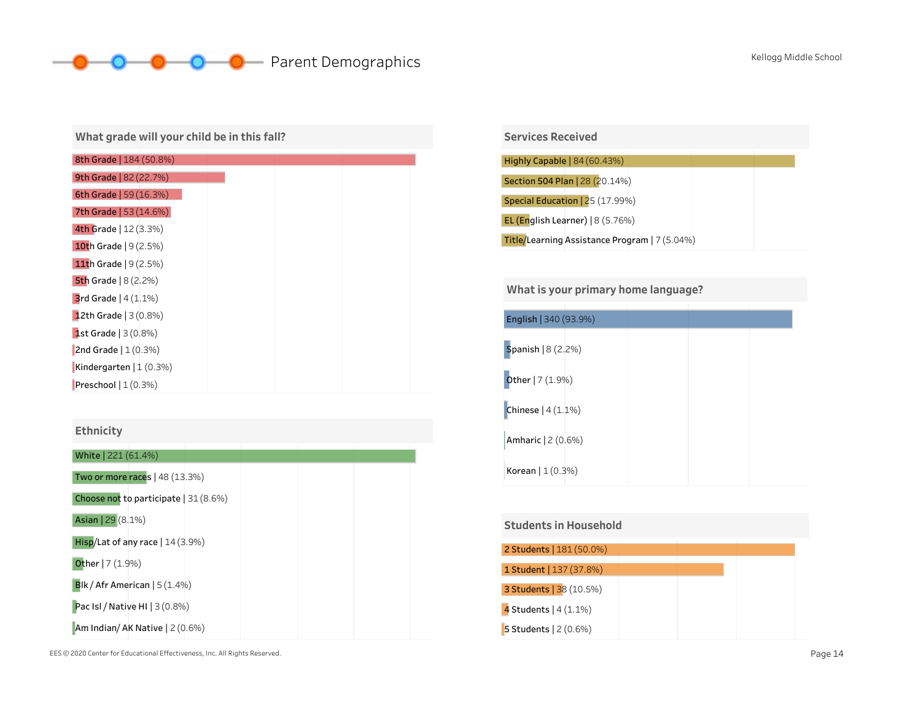# Parent Demographics

Kellogg Middle School

## What grade will your child be in this fall?

8th Grade | 184 (50.8%)
9th Grade | 82 (22.7%)
6th Grade | 59 (16.3%)
7th Grade | 53 (14.6%)
4th Grade | 12 (3.3%)
10th Grade | 9 (2.5%)
11th Grade | 9 (2.5%)
5th Grade | 8 (2.2%)
3rd Grade | 4 (1.1%)
12th Grade | 3 (0.8%)
1st Grade | 3 (0.8%)
2nd Grade | 1 (0.3%)
Kindergarten | 1 (0.3%)
Preschool | 1 (0.3%)

## Ethnicity

White | 221 (61.4%)
Two or more races | 48 (13.3%)
Choose not to participate | 31 (8.6%)
Asian | 29 (8.1%)
Hisp/Lat of any race | 14 (3.9%)
Other | 7 (1.9%)
Blk / Afr American | 5 (1.4%)
Pac Isl / Native HI | 3 (0.8%)
Am Indian/ AK Native | 2 (0.6%)

## Services Received

Highly Capable | 84 (60.43%)
Section 504 Plan | 28 (20.14%)
Special Education | 25 (17.99%)
EL (English Learner) | 8 (5.76%)
Title/Learning Assistance Program | 7 (5.04%)

## What is your primary home language?

English | 340 (93.9%)
Spanish | 8 (2.2%)
Other | 7 (1.9%)
Chinese | 4 (1.1%)
Amharic | 2 (0.6%)
Korean | 1 (0.3%)

## Students in Household

2 Students | 181 (50.0%)
1 Student | 137 (37.8%)
3 Students | 38 (10.5%)
4 Students | 4 (1.1%)
5 Students | 2 (0.6%)

EES © 2020 Center for Educational Effectiveness, Inc. All Rights Reserved.